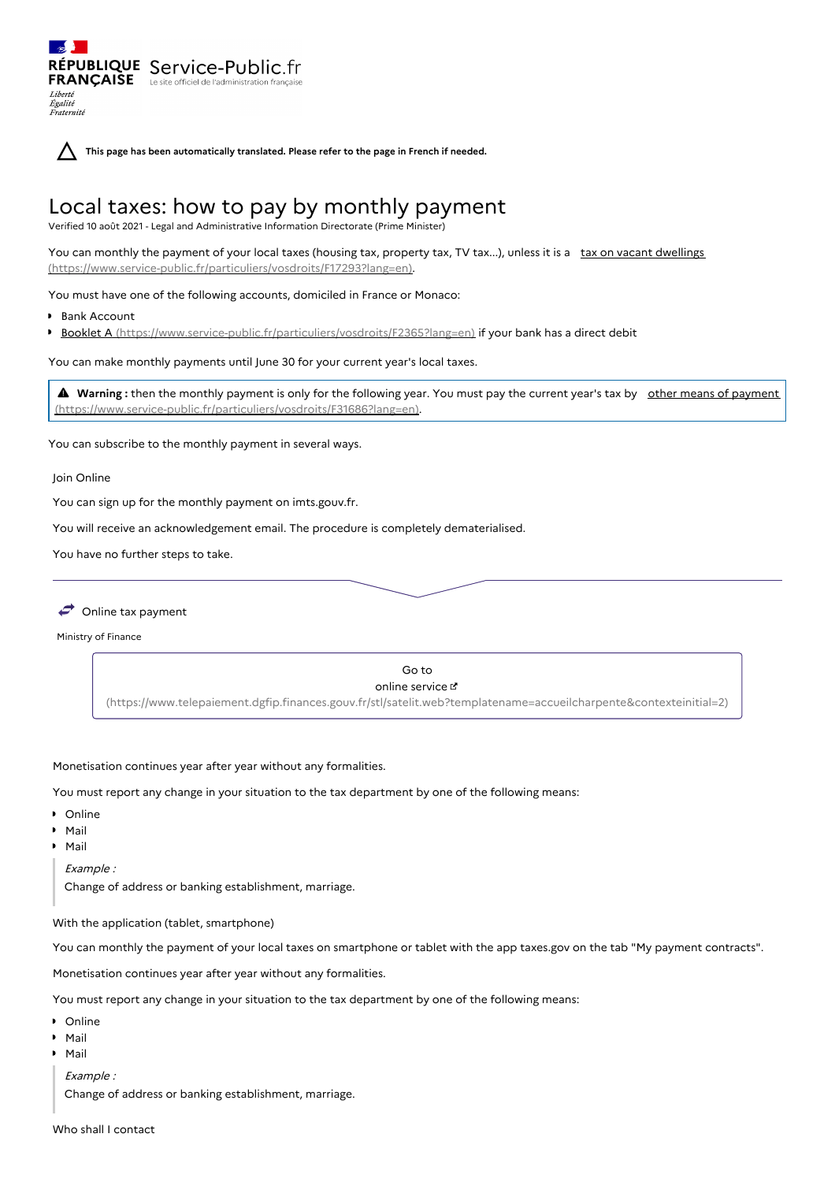RÉPUBLIQUE FRANÇAISE Service-Public.fr
Le site officiel de l'administration française

*Liberté Égalité Fraternité*

**This page has been automatically translated. Please refer to the page in French if needed.**

# Local taxes: how to pay by monthly payment

Verified 10 août 2021 - Legal and Administrative Information Directorate (Prime Minister)

You can monthly the payment of your local taxes (housing tax, property tax, TV tax...), unless it is a tax on vacant dwellings (https://www.service-public.fr/particuliers/vosdroits/F17293?lang=en).

You must have one of the following accounts, domiciled in France or Monaco:

- Bank Account
- Booklet A (https://www.service-public.fr/particuliers/vosdroits/F2365?lang=en) if your bank has a direct debit

You can make monthly payments until June 30 for your current year's local taxes.

> **Warning :** then the monthly payment is only for the following year. You must pay the current year's tax by other means of payment (https://www.service-public.fr/particuliers/vosdroits/F31686?lang=en).

You can subscribe to the monthly payment in several ways.

Join Online

You can sign up for the monthly payment on imts.gouv.fr.

You will receive an acknowledgement email. The procedure is completely dematerialised.

You have no further steps to take.

Online tax payment

Ministry of Finance

Go to online service (https://www.telepaiement.dgfip.finances.gouv.fr/stl/satelit.web?templatename=accueilcharpente&contexteinitial=2)

Monetisation continues year after year without any formalities.

You must report any change in your situation to the tax department by one of the following means:

- Online
- Mail
- Mail

> *Example :*
> Change of address or banking establishment, marriage.

With the application (tablet, smartphone)

You can monthly the payment of your local taxes on smartphone or tablet with the app taxes.gov on the tab "My payment contracts".

Monetisation continues year after year without any formalities.

You must report any change in your situation to the tax department by one of the following means:

- Online
- Mail
- Mail

> *Example :*
> Change of address or banking establishment, marriage.

Who shall I contact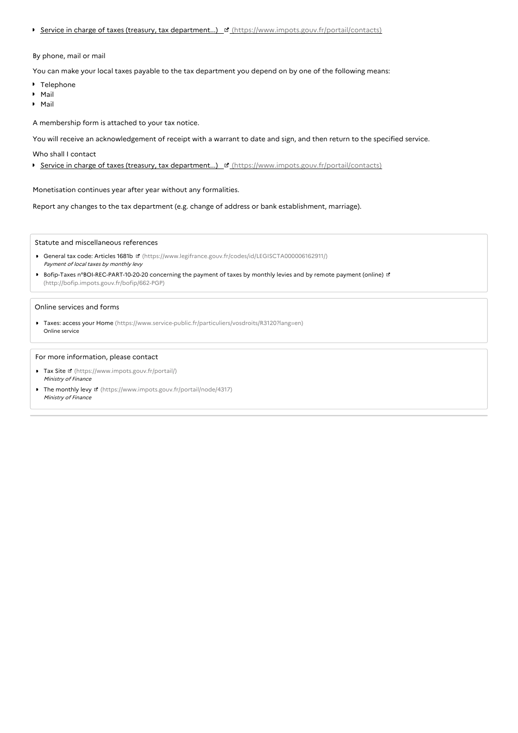- [Service in charge of taxes (treasury, tax department...)](https://www.impots.gouv.fr/portail/contacts) (https://www.impots.gouv.fr/portail/contacts)

By phone, mail or mail

You can make your local taxes payable to the tax department you depend on by one of the following means:

- Telephone
- Mail
- Mail

A membership form is attached to your tax notice.

You will receive an acknowledgement of receipt with a warrant to date and sign, and then return to the specified service.

Who shall I contact

- [Service in charge of taxes (treasury, tax department...)](https://www.impots.gouv.fr/portail/contacts) (https://www.impots.gouv.fr/portail/contacts)

Monetisation continues year after year without any formalities.

Report any changes to the tax department (e.g. change of address or bank establishment, marriage).

## Statute and miscellaneous references

- General tax code: Articles 1681b (https://www.legifrance.gouv.fr/codes/id/LEGISCTA000006162911/)
  *Payment of local taxes by monthly levy*
- Bofip-Taxes n°BOI-REC-PART-10-20-20 concerning the payment of taxes by monthly levies and by remote payment (online) (http://bofip.impots.gouv.fr/bofip/662-PGP)

## Online services and forms

- Taxes: access your Home (https://www.service-public.fr/particuliers/vosdroits/R3120?lang=en)
  Online service

## For more information, please contact

- Tax Site (https://www.impots.gouv.fr/portail/)
  *Ministry of Finance*
- The monthly levy (https://www.impots.gouv.fr/portail/node/4317)
  *Ministry of Finance*